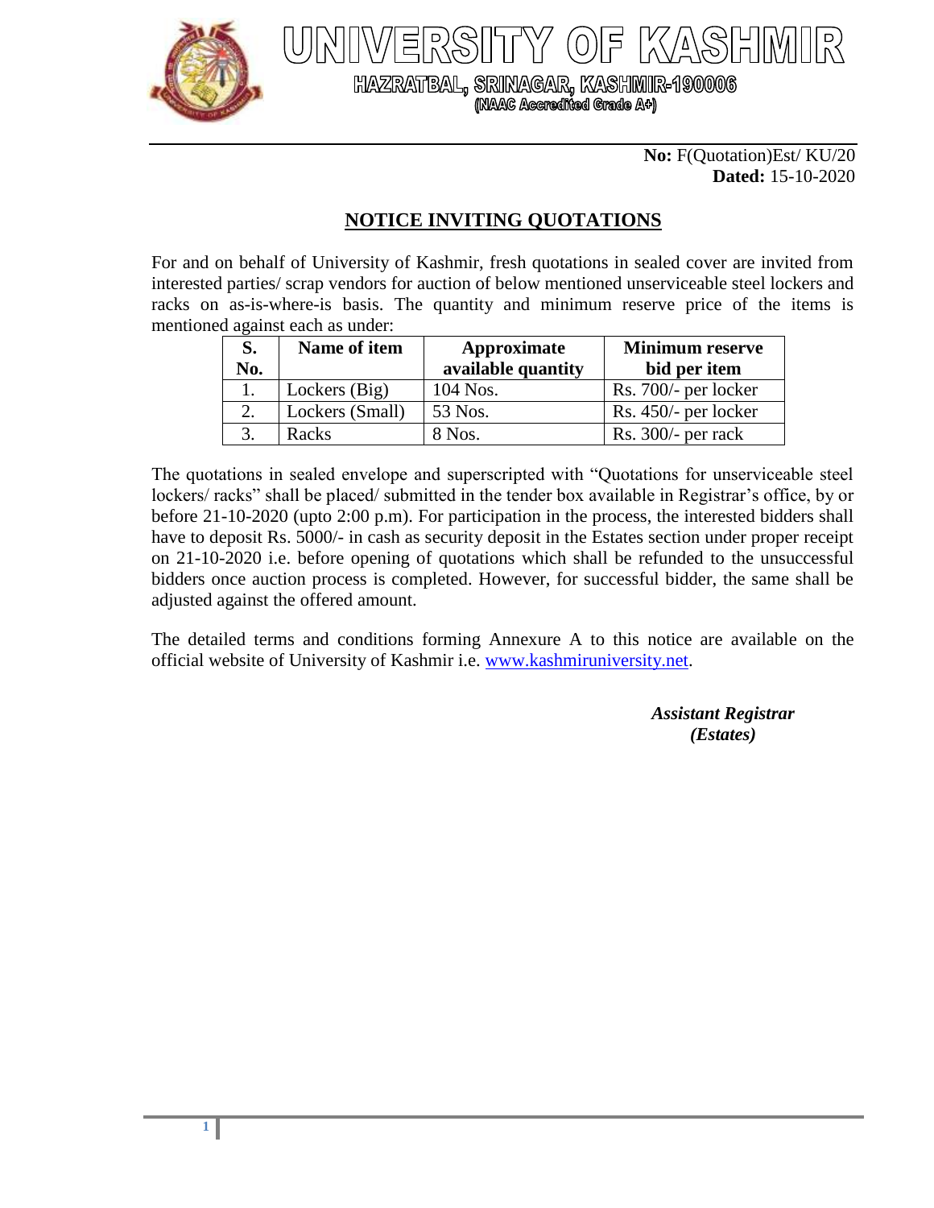# UNIVERSITY OF KASHMIR

**HAZRATBAL, SRINAGAR, KASHMIR-190006**

**(NAAC Accredited Grade A+)**

**No:** F(Quotation)Est/ KU/20
**Dated:** 15-10-2020

## NOTICE INVITING QUOTATIONS

For and on behalf of University of Kashmir, fresh quotations in sealed cover are invited from interested parties/ scrap vendors for auction of below mentioned unserviceable steel lockers and racks on as-is-where-is basis. The quantity and minimum reserve price of the items is mentioned against each as under:

| S. No. | Name of item | Approximate available quantity | Minimum reserve bid per item |
|---|---|---|---|
| 1. | Lockers (Big) | 104 Nos. | Rs. 700/- per locker |
| 2. | Lockers (Small) | 53 Nos. | Rs. 450/- per locker |
| 3. | Racks | 8 Nos. | Rs. 300/- per rack |

The quotations in sealed envelope and superscripted with "Quotations for unserviceable steel lockers/ racks" shall be placed/ submitted in the tender box available in Registrar's office, by or before 21-10-2020 (upto 2:00 p.m). For participation in the process, the interested bidders shall have to deposit Rs. 5000/- in cash as security deposit in the Estates section under proper receipt on 21-10-2020 i.e. before opening of quotations which shall be refunded to the unsuccessful bidders once auction process is completed. However, for successful bidder, the same shall be adjusted against the offered amount.

The detailed terms and conditions forming Annexure A to this notice are available on the official website of University of Kashmir i.e. www.kashmiruniversity.net.

***Assistant Registrar***
***(Estates)***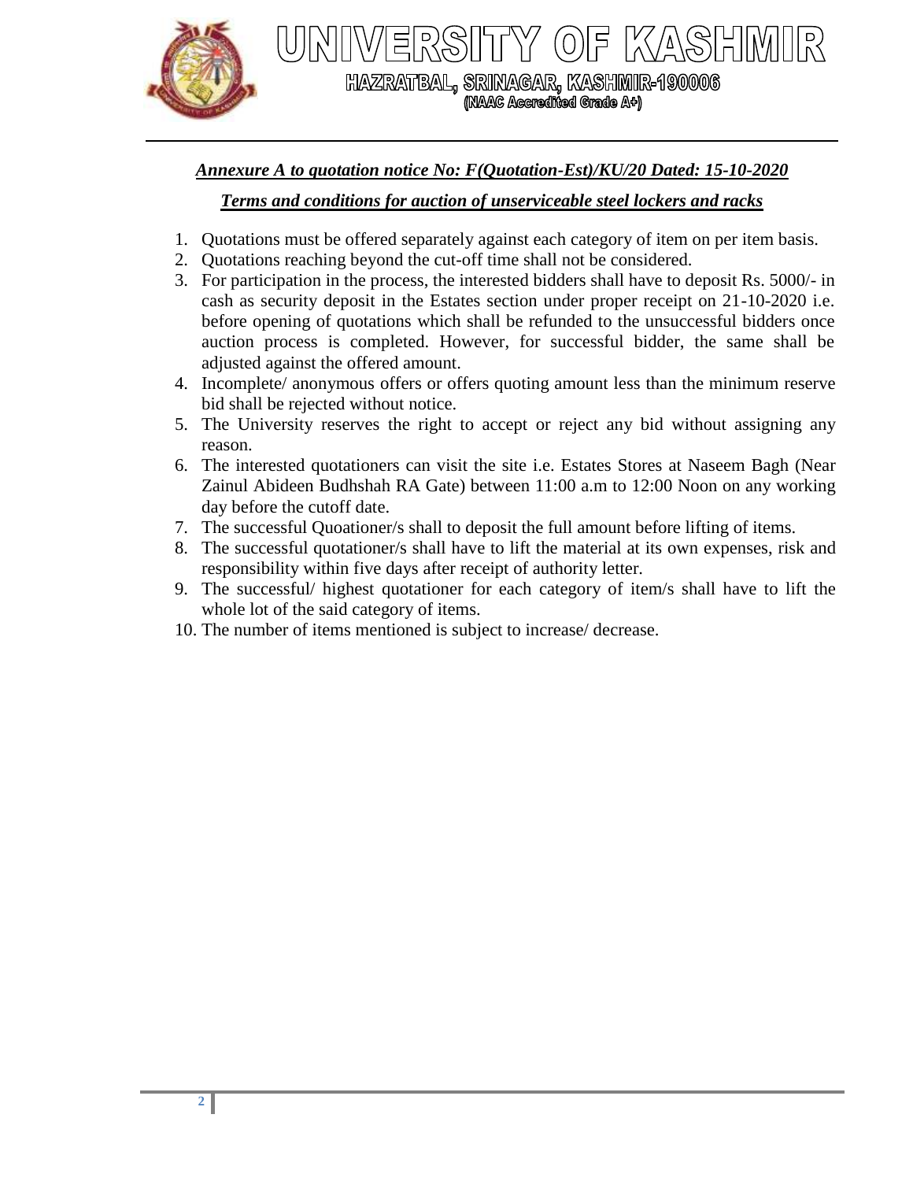# UNIVERSITY OF KASHMIR

**HAZRATBAL, SRINAGAR, KASHMIR-190006**

**(NAAC Accredited Grade A+)**

***Annexure A to quotation notice No: F(Quotation-Est)/KU/20 Dated: 15-10-2020***

***Terms and conditions for auction of unserviceable steel lockers and racks***

1. Quotations must be offered separately against each category of item on per item basis.
2. Quotations reaching beyond the cut-off time shall not be considered.
3. For participation in the process, the interested bidders shall have to deposit Rs. 5000/- in cash as security deposit in the Estates section under proper receipt on 21-10-2020 i.e. before opening of quotations which shall be refunded to the unsuccessful bidders once auction process is completed. However, for successful bidder, the same shall be adjusted against the offered amount.
4. Incomplete/ anonymous offers or offers quoting amount less than the minimum reserve bid shall be rejected without notice.
5. The University reserves the right to accept or reject any bid without assigning any reason.
6. The interested quotationers can visit the site i.e. Estates Stores at Naseem Bagh (Near Zainul Abideen Budhshah RA Gate) between 11:00 a.m to 12:00 Noon on any working day before the cutoff date.
7. The successful Quoationer/s shall to deposit the full amount before lifting of items.
8. The successful quotationer/s shall have to lift the material at its own expenses, risk and responsibility within five days after receipt of authority letter.
9. The successful/ highest quotationer for each category of item/s shall have to lift the whole lot of the said category of items.
10. The number of items mentioned is subject to increase/ decrease.